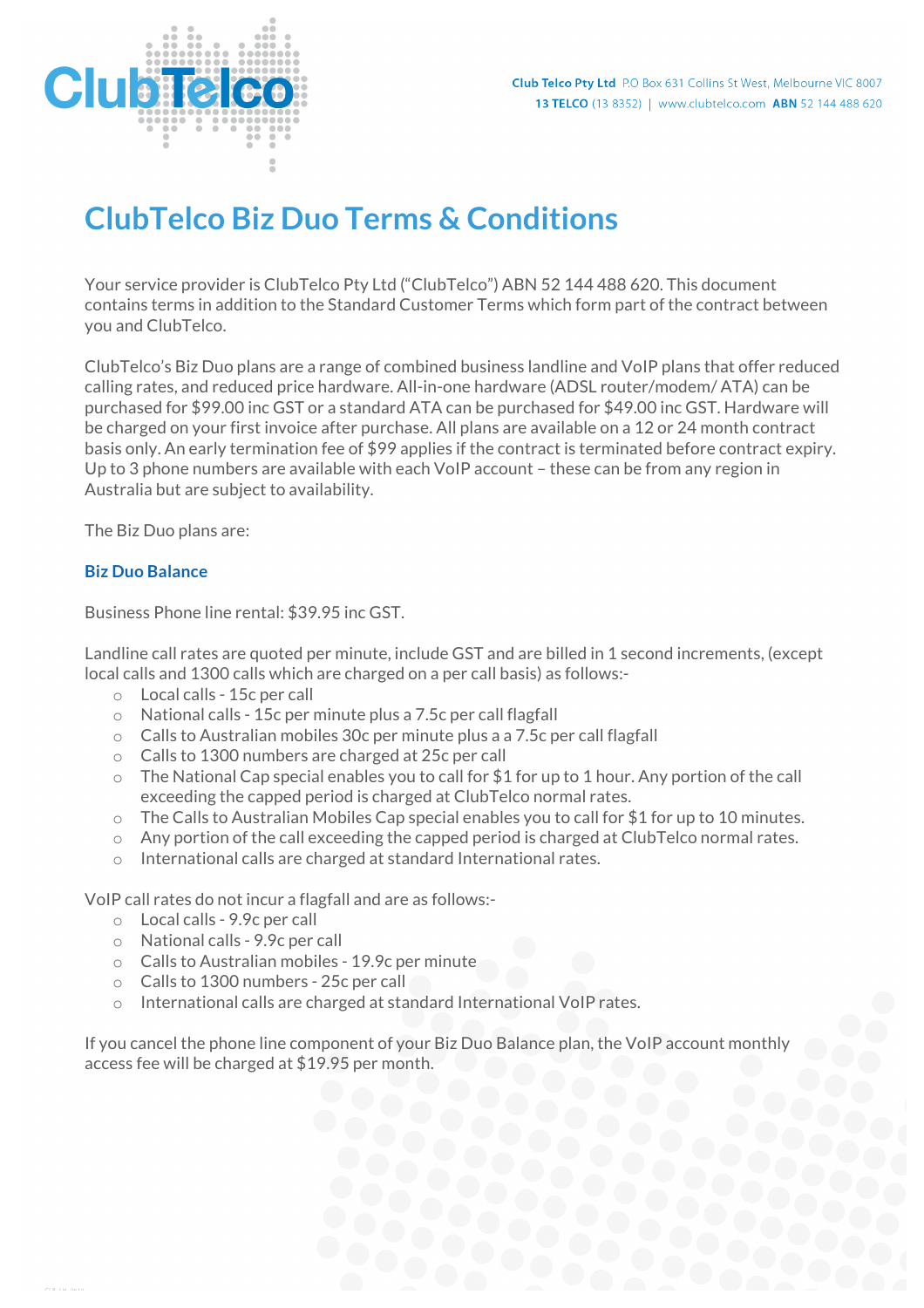Club Telco Pty Ltd P.O Box 631 Collins St West, Melbourne VIC 8007
13 TELCO (13 8352) | www.clubtelco.com ABN 52 144 488 620

# ClubTelco Biz Duo Terms & Conditions

Your service provider is ClubTelco Pty Ltd ("ClubTelco") ABN 52 144 488 620. This document contains terms in addition to the Standard Customer Terms which form part of the contract between you and ClubTelco.

ClubTelco's Biz Duo plans are a range of combined business landline and VoIP plans that offer reduced calling rates, and reduced price hardware. All-in-one hardware (ADSL router/modem/ ATA) can be purchased for $99.00 inc GST or a standard ATA can be purchased for $49.00 inc GST. Hardware will be charged on your first invoice after purchase. All plans are available on a 12 or 24 month contract basis only. An early termination fee of $99 applies if the contract is terminated before contract expiry. Up to 3 phone numbers are available with each VoIP account – these can be from any region in Australia but are subject to availability.

The Biz Duo plans are:

## Biz Duo Balance

Business Phone line rental: $39.95 inc GST.

Landline call rates are quoted per minute, include GST and are billed in 1 second increments, (except local calls and 1300 calls which are charged on a per call basis) as follows:-

- Local calls - 15c per call
- National calls - 15c per minute plus a 7.5c per call flagfall
- Calls to Australian mobiles 30c per minute plus a a 7.5c per call flagfall
- Calls to 1300 numbers are charged at 25c per call
- The National Cap special enables you to call for $1 for up to 1 hour. Any portion of the call exceeding the capped period is charged at ClubTelco normal rates.
- The Calls to Australian Mobiles Cap special enables you to call for $1 for up to 10 minutes.
- Any portion of the call exceeding the capped period is charged at ClubTelco normal rates.
- International calls are charged at standard International rates.

VoIP call rates do not incur a flagfall and are as follows:-

- Local calls - 9.9c per call
- National calls - 9.9c per call
- Calls to Australian mobiles - 19.9c per minute
- Calls to 1300 numbers - 25c per call
- International calls are charged at standard International VoIP rates.

If you cancel the phone line component of your Biz Duo Balance plan, the VoIP account monthly access fee will be charged at $19.95 per month.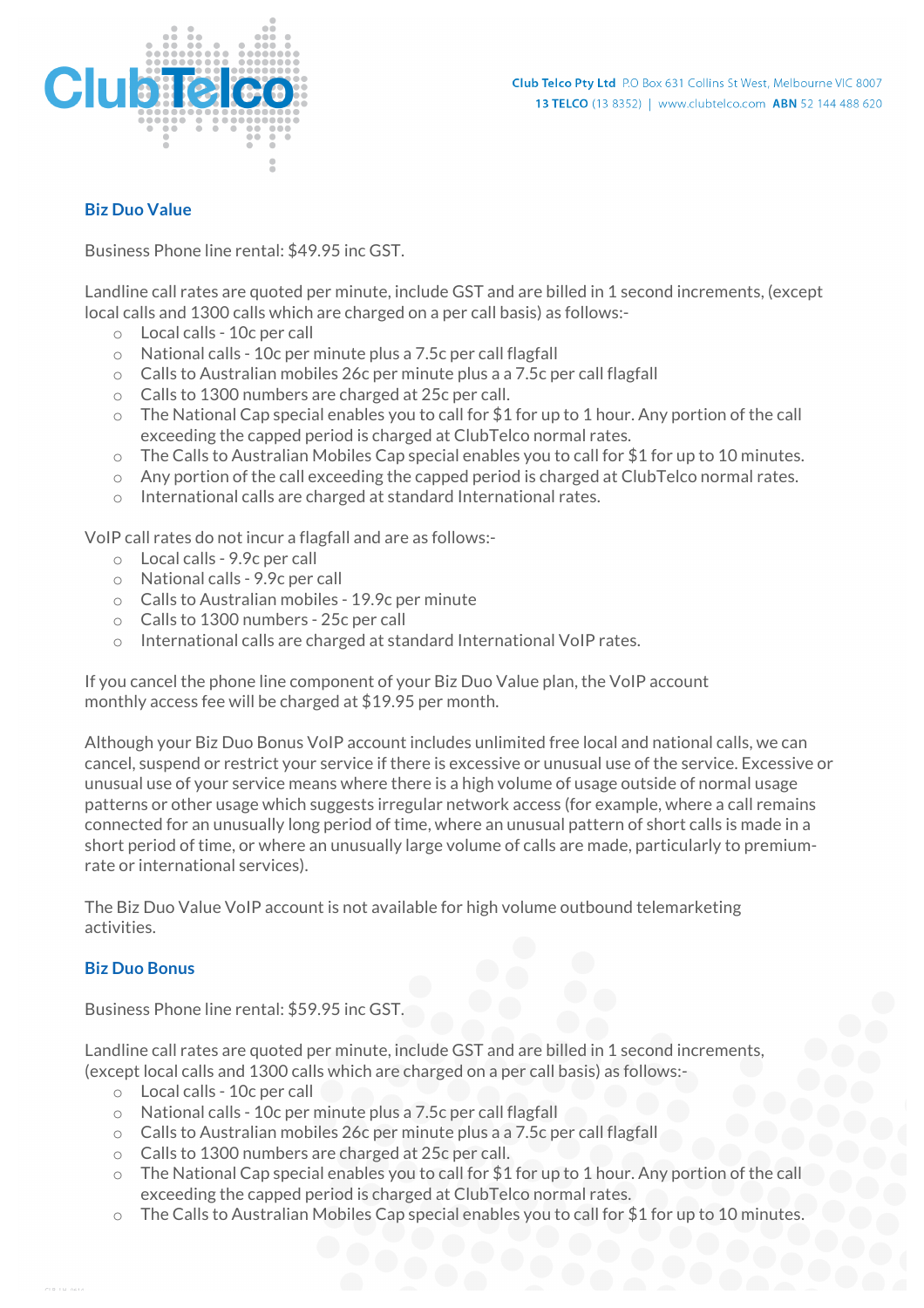## Biz Duo Value

Business Phone line rental: $49.95 inc GST.

Landline call rates are quoted per minute, include GST and are billed in 1 second increments, (except local calls and 1300 calls which are charged on a per call basis) as follows:-

- Local calls - 10c per call
- National calls - 10c per minute plus a 7.5c per call flagfall
- Calls to Australian mobiles 26c per minute plus a a 7.5c per call flagfall
- Calls to 1300 numbers are charged at 25c per call.
- The National Cap special enables you to call for $1 for up to 1 hour. Any portion of the call exceeding the capped period is charged at ClubTelco normal rates.
- The Calls to Australian Mobiles Cap special enables you to call for $1 for up to 10 minutes.
- Any portion of the call exceeding the capped period is charged at ClubTelco normal rates.
- International calls are charged at standard International rates.

VoIP call rates do not incur a flagfall and are as follows:-

- Local calls - 9.9c per call
- National calls - 9.9c per call
- Calls to Australian mobiles - 19.9c per minute
- Calls to 1300 numbers - 25c per call
- International calls are charged at standard International VoIP rates.

If you cancel the phone line component of your Biz Duo Value plan, the VoIP account monthly access fee will be charged at $19.95 per month.

Although your Biz Duo Bonus VoIP account includes unlimited free local and national calls, we can cancel, suspend or restrict your service if there is excessive or unusual use of the service. Excessive or unusual use of your service means where there is a high volume of usage outside of normal usage patterns or other usage which suggests irregular network access (for example, where a call remains connected for an unusually long period of time, where an unusual pattern of short calls is made in a short period of time, or where an unusually large volume of calls are made, particularly to premium-rate or international services).

The Biz Duo Value VoIP account is not available for high volume outbound telemarketing activities.

## Biz Duo Bonus

Business Phone line rental: $59.95 inc GST.

Landline call rates are quoted per minute, include GST and are billed in 1 second increments, (except local calls and 1300 calls which are charged on a per call basis) as follows:-

- Local calls - 10c per call
- National calls - 10c per minute plus a 7.5c per call flagfall
- Calls to Australian mobiles 26c per minute plus a a 7.5c per call flagfall
- Calls to 1300 numbers are charged at 25c per call.
- The National Cap special enables you to call for $1 for up to 1 hour. Any portion of the call exceeding the capped period is charged at ClubTelco normal rates.
- The Calls to Australian Mobiles Cap special enables you to call for $1 for up to 10 minutes.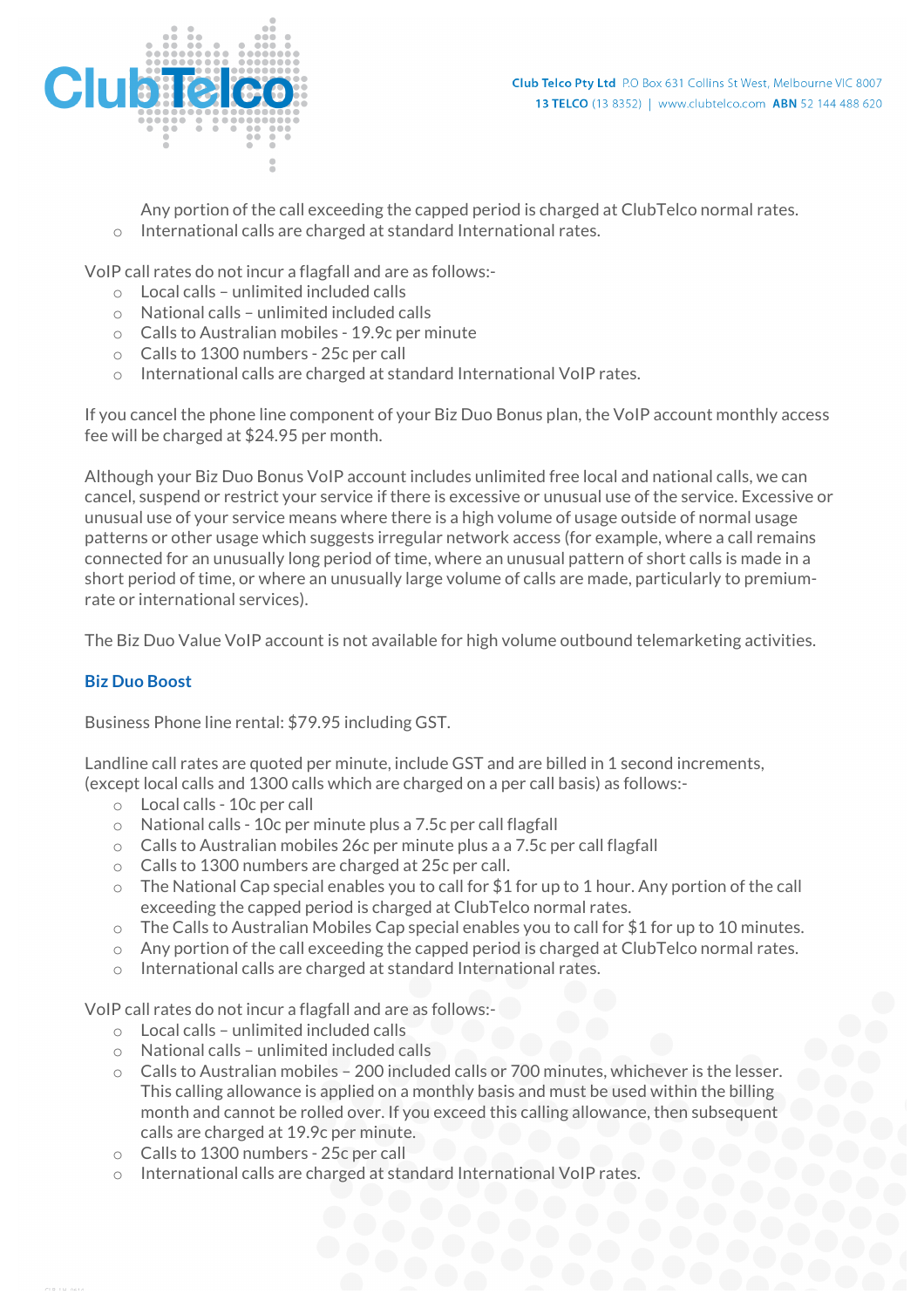Any portion of the call exceeding the capped period is charged at ClubTelco normal rates.

- International calls are charged at standard International rates.

VoIP call rates do not incur a flagfall and are as follows:-

- Local calls – unlimited included calls
- National calls – unlimited included calls
- Calls to Australian mobiles - 19.9c per minute
- Calls to 1300 numbers - 25c per call
- International calls are charged at standard International VoIP rates.

If you cancel the phone line component of your Biz Duo Bonus plan, the VoIP account monthly access fee will be charged at $24.95 per month.

Although your Biz Duo Bonus VoIP account includes unlimited free local and national calls, we can cancel, suspend or restrict your service if there is excessive or unusual use of the service. Excessive or unusual use of your service means where there is a high volume of usage outside of normal usage patterns or other usage which suggests irregular network access (for example, where a call remains connected for an unusually long period of time, where an unusual pattern of short calls is made in a short period of time, or where an unusually large volume of calls are made, particularly to premium-rate or international services).

The Biz Duo Value VoIP account is not available for high volume outbound telemarketing activities.

### Biz Duo Boost

Business Phone line rental: $79.95 including GST.

Landline call rates are quoted per minute, include GST and are billed in 1 second increments, (except local calls and 1300 calls which are charged on a per call basis) as follows:-

- Local calls - 10c per call
- National calls - 10c per minute plus a 7.5c per call flagfall
- Calls to Australian mobiles 26c per minute plus a a 7.5c per call flagfall
- Calls to 1300 numbers are charged at 25c per call.
- The National Cap special enables you to call for $1 for up to 1 hour. Any portion of the call exceeding the capped period is charged at ClubTelco normal rates.
- The Calls to Australian Mobiles Cap special enables you to call for $1 for up to 10 minutes.
- Any portion of the call exceeding the capped period is charged at ClubTelco normal rates.
- International calls are charged at standard International rates.

VoIP call rates do not incur a flagfall and are as follows:-

- Local calls – unlimited included calls
- National calls – unlimited included calls
- Calls to Australian mobiles – 200 included calls or 700 minutes, whichever is the lesser. This calling allowance is applied on a monthly basis and must be used within the billing month and cannot be rolled over. If you exceed this calling allowance, then subsequent calls are charged at 19.9c per minute.
- Calls to 1300 numbers - 25c per call
- International calls are charged at standard International VoIP rates.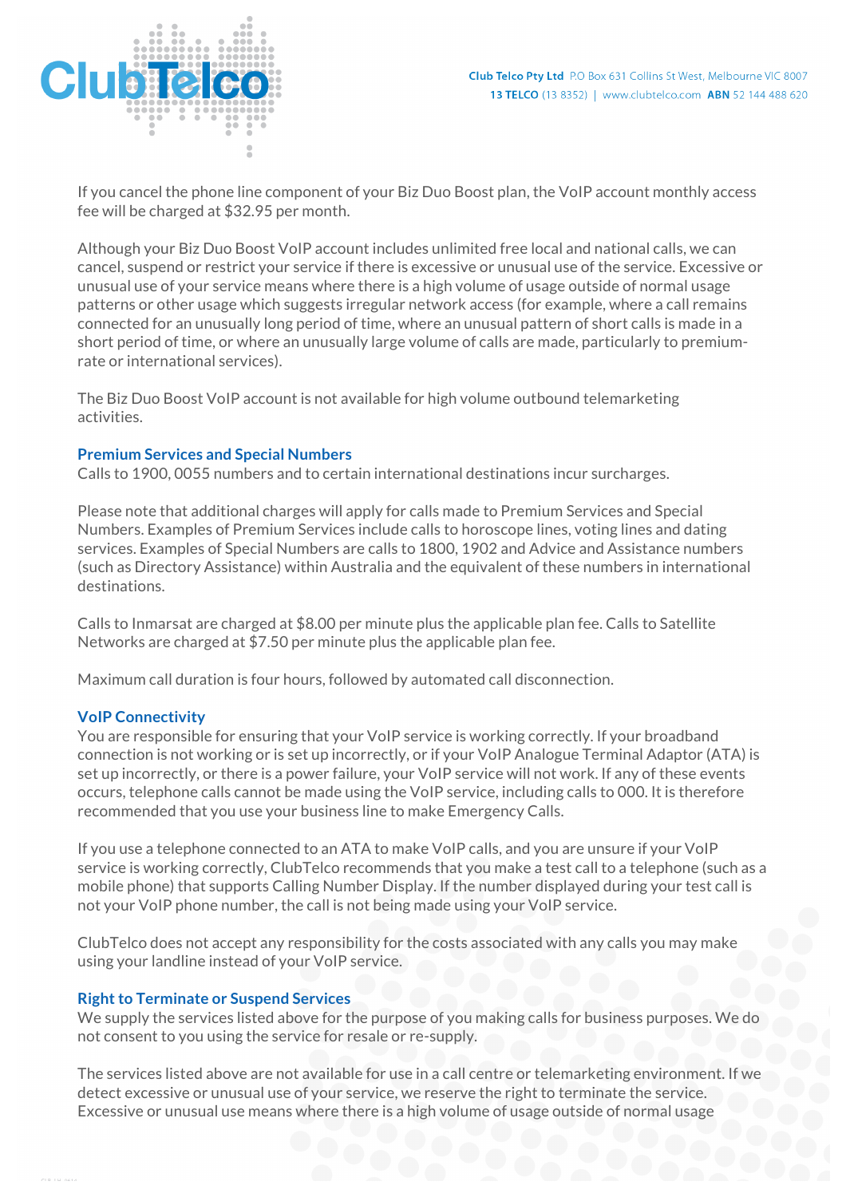If you cancel the phone line component of your Biz Duo Boost plan, the VoIP account monthly access fee will be charged at $32.95 per month.

Although your Biz Duo Boost VoIP account includes unlimited free local and national calls, we can cancel, suspend or restrict your service if there is excessive or unusual use of the service. Excessive or unusual use of your service means where there is a high volume of usage outside of normal usage patterns or other usage which suggests irregular network access (for example, where a call remains connected for an unusually long period of time, where an unusual pattern of short calls is made in a short period of time, or where an unusually large volume of calls are made, particularly to premium-rate or international services).

The Biz Duo Boost VoIP account is not available for high volume outbound telemarketing activities.

### Premium Services and Special Numbers

Calls to 1900, 0055 numbers and to certain international destinations incur surcharges.

Please note that additional charges will apply for calls made to Premium Services and Special Numbers. Examples of Premium Services include calls to horoscope lines, voting lines and dating services. Examples of Special Numbers are calls to 1800, 1902 and Advice and Assistance numbers (such as Directory Assistance) within Australia and the equivalent of these numbers in international destinations.

Calls to Inmarsat are charged at $8.00 per minute plus the applicable plan fee. Calls to Satellite Networks are charged at $7.50 per minute plus the applicable plan fee.

Maximum call duration is four hours, followed by automated call disconnection.

### VoIP Connectivity

You are responsible for ensuring that your VoIP service is working correctly. If your broadband connection is not working or is set up incorrectly, or if your VoIP Analogue Terminal Adaptor (ATA) is set up incorrectly, or there is a power failure, your VoIP service will not work. If any of these events occurs, telephone calls cannot be made using the VoIP service, including calls to 000. It is therefore recommended that you use your business line to make Emergency Calls.

If you use a telephone connected to an ATA to make VoIP calls, and you are unsure if your VoIP service is working correctly, ClubTelco recommends that you make a test call to a telephone (such as a mobile phone) that supports Calling Number Display. If the number displayed during your test call is not your VoIP phone number, the call is not being made using your VoIP service.

ClubTelco does not accept any responsibility for the costs associated with any calls you may make using your landline instead of your VoIP service.

### Right to Terminate or Suspend Services

We supply the services listed above for the purpose of you making calls for business purposes. We do not consent to you using the service for resale or re-supply.

The services listed above are not available for use in a call centre or telemarketing environment. If we detect excessive or unusual use of your service, we reserve the right to terminate the service. Excessive or unusual use means where there is a high volume of usage outside of normal usage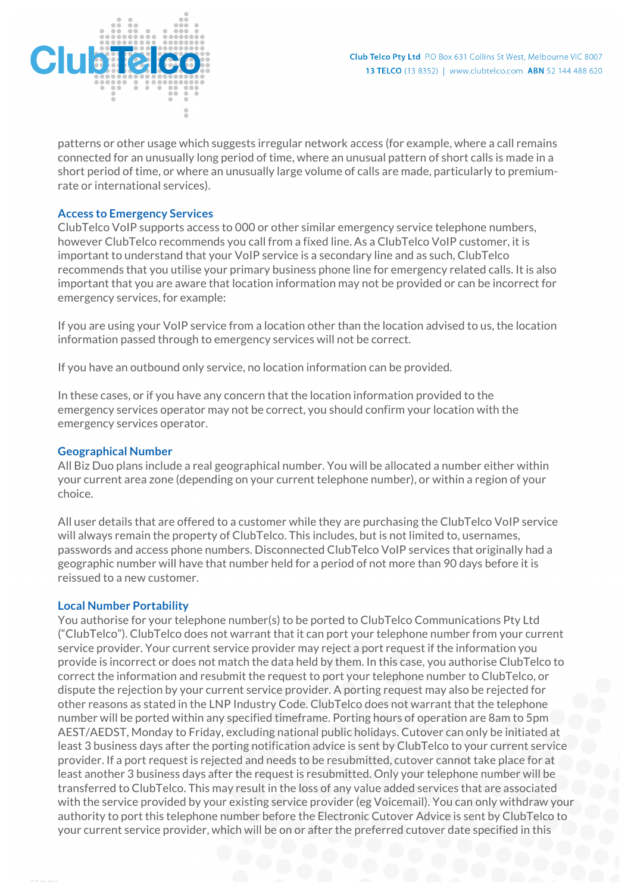patterns or other usage which suggests irregular network access (for example, where a call remains connected for an unusually long period of time, where an unusual pattern of short calls is made in a short period of time, or where an unusually large volume of calls are made, particularly to premium-rate or international services).

### Access to Emergency Services

ClubTelco VoIP supports access to 000 or other similar emergency service telephone numbers, however ClubTelco recommends you call from a fixed line. As a ClubTelco VoIP customer, it is important to understand that your VoIP service is a secondary line and as such, ClubTelco recommends that you utilise your primary business phone line for emergency related calls. It is also important that you are aware that location information may not be provided or can be incorrect for emergency services, for example:

If you are using your VoIP service from a location other than the location advised to us, the location information passed through to emergency services will not be correct.

If you have an outbound only service, no location information can be provided.

In these cases, or if you have any concern that the location information provided to the emergency services operator may not be correct, you should confirm your location with the emergency services operator.

### Geographical Number

All Biz Duo plans include a real geographical number. You will be allocated a number either within your current area zone (depending on your current telephone number), or within a region of your choice.

All user details that are offered to a customer while they are purchasing the ClubTelco VoIP service will always remain the property of ClubTelco. This includes, but is not limited to, usernames, passwords and access phone numbers. Disconnected ClubTelco VoIP services that originally had a geographic number will have that number held for a period of not more than 90 days before it is reissued to a new customer.

### Local Number Portability

You authorise for your telephone number(s) to be ported to ClubTelco Communications Pty Ltd ("ClubTelco"). ClubTelco does not warrant that it can port your telephone number from your current service provider. Your current service provider may reject a port request if the information you provide is incorrect or does not match the data held by them. In this case, you authorise ClubTelco to correct the information and resubmit the request to port your telephone number to ClubTelco, or dispute the rejection by your current service provider. A porting request may also be rejected for other reasons as stated in the LNP Industry Code. ClubTelco does not warrant that the telephone number will be ported within any specified timeframe. Porting hours of operation are 8am to 5pm AEST/AEDST, Monday to Friday, excluding national public holidays. Cutover can only be initiated at least 3 business days after the porting notification advice is sent by ClubTelco to your current service provider. If a port request is rejected and needs to be resubmitted, cutover cannot take place for at least another 3 business days after the request is resubmitted. Only your telephone number will be transferred to ClubTelco. This may result in the loss of any value added services that are associated with the service provided by your existing service provider (eg Voicemail). You can only withdraw your authority to port this telephone number before the Electronic Cutover Advice is sent by ClubTelco to your current service provider, which will be on or after the preferred cutover date specified in this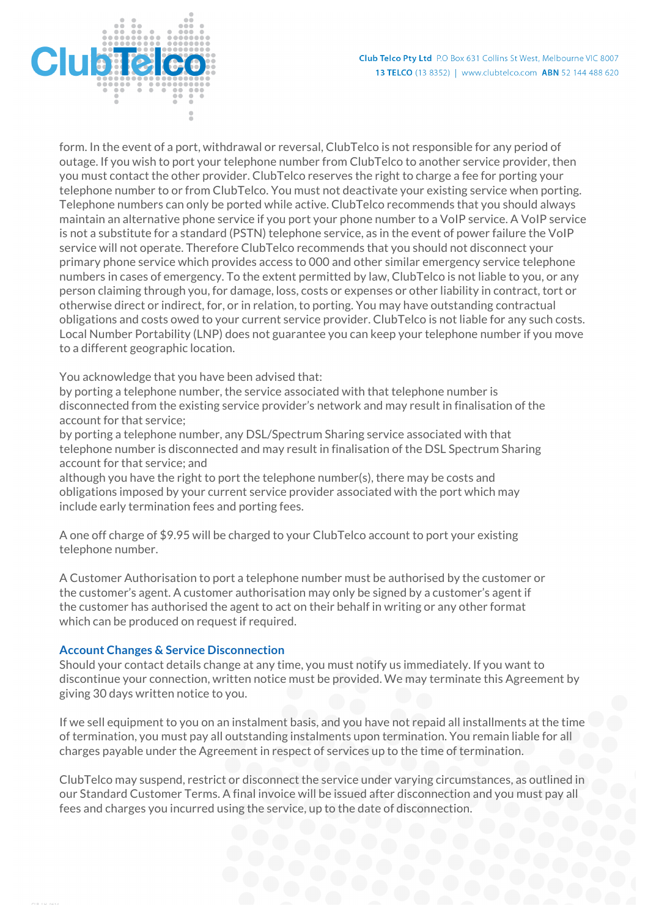form. In the event of a port, withdrawal or reversal, ClubTelco is not responsible for any period of outage. If you wish to port your telephone number from ClubTelco to another service provider, then you must contact the other provider. ClubTelco reserves the right to charge a fee for porting your telephone number to or from ClubTelco. You must not deactivate your existing service when porting. Telephone numbers can only be ported while active. ClubTelco recommends that you should always maintain an alternative phone service if you port your phone number to a VoIP service. A VoIP service is not a substitute for a standard (PSTN) telephone service, as in the event of power failure the VoIP service will not operate. Therefore ClubTelco recommends that you should not disconnect your primary phone service which provides access to 000 and other similar emergency service telephone numbers in cases of emergency. To the extent permitted by law, ClubTelco is not liable to you, or any person claiming through you, for damage, loss, costs or expenses or other liability in contract, tort or otherwise direct or indirect, for, or in relation, to porting. You may have outstanding contractual obligations and costs owed to your current service provider. ClubTelco is not liable for any such costs. Local Number Portability (LNP) does not guarantee you can keep your telephone number if you move to a different geographic location.

You acknowledge that you have been advised that:
by porting a telephone number, the service associated with that telephone number is disconnected from the existing service provider's network and may result in finalisation of the account for that service;
by porting a telephone number, any DSL/Spectrum Sharing service associated with that telephone number is disconnected and may result in finalisation of the DSL Spectrum Sharing account for that service; and
although you have the right to port the telephone number(s), there may be costs and obligations imposed by your current service provider associated with the port which may include early termination fees and porting fees.

A one off charge of $9.95 will be charged to your ClubTelco account to port your existing telephone number.

A Customer Authorisation to port a telephone number must be authorised by the customer or the customer's agent. A customer authorisation may only be signed by a customer's agent if the customer has authorised the agent to act on their behalf in writing or any other format which can be produced on request if required.

### Account Changes & Service Disconnection

Should your contact details change at any time, you must notify us immediately. If you want to discontinue your connection, written notice must be provided. We may terminate this Agreement by giving 30 days written notice to you.

If we sell equipment to you on an instalment basis, and you have not repaid all installments at the time of termination, you must pay all outstanding instalments upon termination. You remain liable for all charges payable under the Agreement in respect of services up to the time of termination.

ClubTelco may suspend, restrict or disconnect the service under varying circumstances, as outlined in our Standard Customer Terms. A final invoice will be issued after disconnection and you must pay all fees and charges you incurred using the service, up to the date of disconnection.